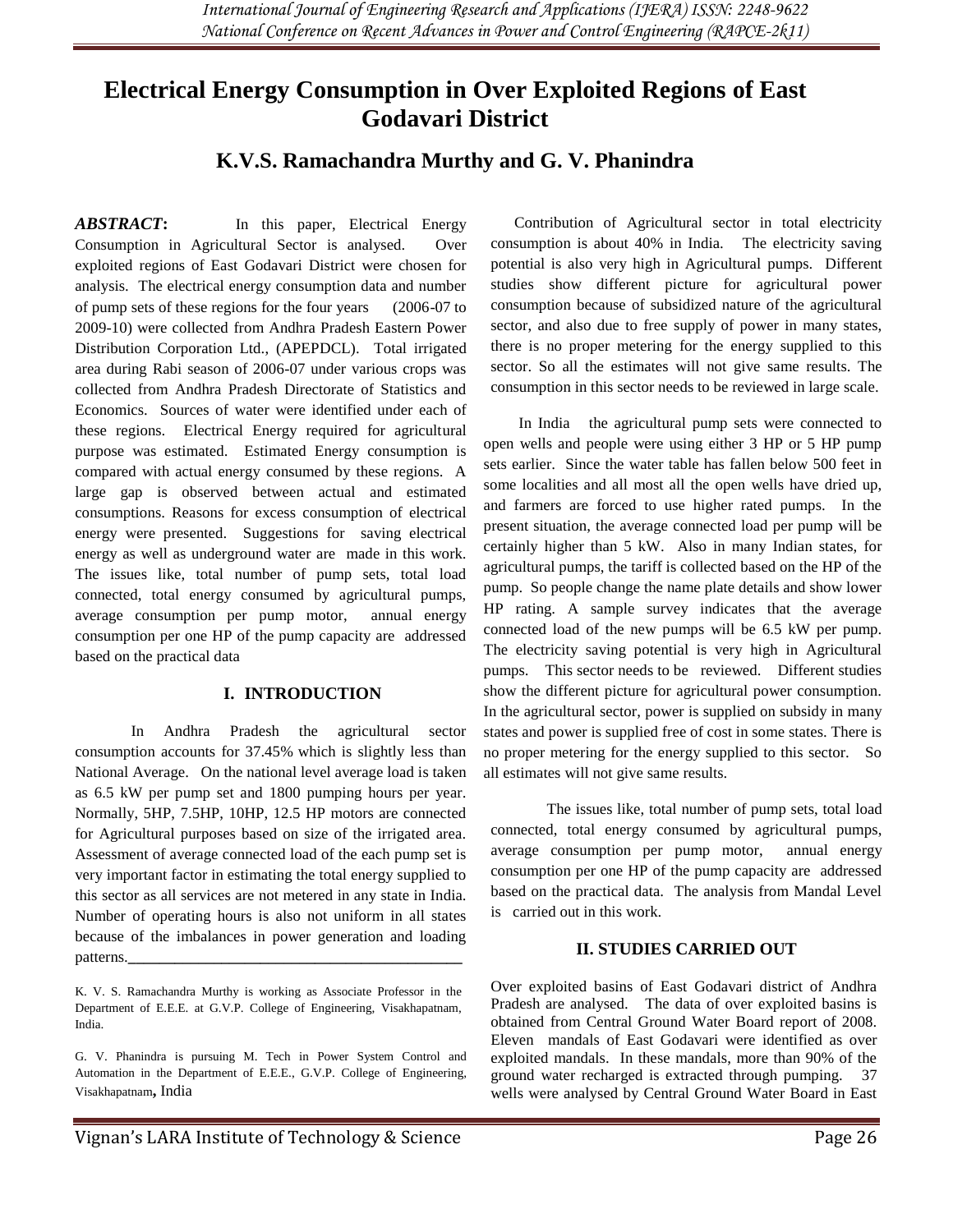# Electrical Energy Consumption in Over Exploited Regions of East Godavari District

## K.V.S. Ramachandra Murthy and G. V. Phanindra

***ABSTRACT*:** In this paper, Electrical Energy Consumption in Agricultural Sector is analysed. Over exploited regions of East Godavari District were chosen for analysis. The electrical energy consumption data and number of pump sets of these regions for the four years (2006-07 to 2009-10) were collected from Andhra Pradesh Eastern Power Distribution Corporation Ltd., (APEPDCL). Total irrigated area during Rabi season of 2006-07 under various crops was collected from Andhra Pradesh Directorate of Statistics and Economics. Sources of water were identified under each of these regions. Electrical Energy required for agricultural purpose was estimated. Estimated Energy consumption is compared with actual energy consumed by these regions. A large gap is observed between actual and estimated consumptions. Reasons for excess consumption of electrical energy were presented. Suggestions for saving electrical energy as well as underground water are made in this work. The issues like, total number of pump sets, total load connected, total energy consumed by agricultural pumps, average consumption per pump motor, annual energy consumption per one HP of the pump capacity are addressed based on the practical data

## I. INTRODUCTION

In Andhra Pradesh the agricultural sector consumption accounts for 37.45% which is slightly less than National Average. On the national level average load is taken as 6.5 kW per pump set and 1800 pumping hours per year. Normally, 5HP, 7.5HP, 10HP, 12.5 HP motors are connected for Agricultural purposes based on size of the irrigated area. Assessment of average connected load of the each pump set is very important factor in estimating the total energy supplied to this sector as all services are not metered in any state in India. Number of operating hours is also not uniform in all states because of the imbalances in power generation and loading patterns.

K. V. S. Ramachandra Murthy is working as Associate Professor in the Department of E.E.E. at G.V.P. College of Engineering, Visakhapatnam, India.

G. V. Phanindra is pursuing M. Tech in Power System Control and Automation in the Department of E.E.E., G.V.P. College of Engineering, Visakhapatnam, India

Contribution of Agricultural sector in total electricity consumption is about 40% in India. The electricity saving potential is also very high in Agricultural pumps. Different studies show different picture for agricultural power consumption because of subsidized nature of the agricultural sector, and also due to free supply of power in many states, there is no proper metering for the energy supplied to this sector. So all the estimates will not give same results. The consumption in this sector needs to be reviewed in large scale.

In India the agricultural pump sets were connected to open wells and people were using either 3 HP or 5 HP pump sets earlier. Since the water table has fallen below 500 feet in some localities and all most all the open wells have dried up, and farmers are forced to use higher rated pumps. In the present situation, the average connected load per pump will be certainly higher than 5 kW. Also in many Indian states, for agricultural pumps, the tariff is collected based on the HP of the pump. So people change the name plate details and show lower HP rating. A sample survey indicates that the average connected load of the new pumps will be 6.5 kW per pump. The electricity saving potential is very high in Agricultural pumps. This sector needs to be reviewed. Different studies show the different picture for agricultural power consumption. In the agricultural sector, power is supplied on subsidy in many states and power is supplied free of cost in some states. There is no proper metering for the energy supplied to this sector. So all estimates will not give same results.

The issues like, total number of pump sets, total load connected, total energy consumed by agricultural pumps, average consumption per pump motor, annual energy consumption per one HP of the pump capacity are addressed based on the practical data. The analysis from Mandal Level is carried out in this work.

## II. STUDIES CARRIED OUT

Over exploited basins of East Godavari district of Andhra Pradesh are analysed. The data of over exploited basins is obtained from Central Ground Water Board report of 2008. Eleven mandals of East Godavari were identified as over exploited mandals. In these mandals, more than 90% of the ground water recharged is extracted through pumping. 37 wells were analysed by Central Ground Water Board in East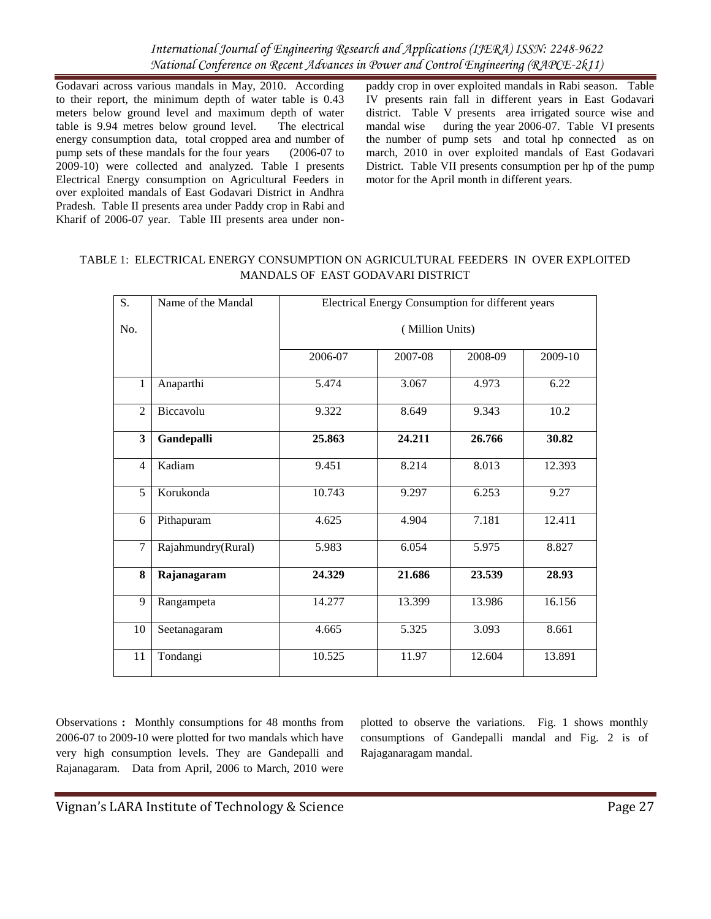Godavari across various mandals in May, 2010. According to their report, the minimum depth of water table is 0.43 meters below ground level and maximum depth of water table is 9.94 metres below ground level. The electrical energy consumption data, total cropped area and number of pump sets of these mandals for the four years (2006-07 to 2009-10) were collected and analyzed. Table I presents Electrical Energy consumption on Agricultural Feeders in over exploited mandals of East Godavari District in Andhra Pradesh. Table II presents area under Paddy crop in Rabi and Kharif of 2006-07 year. Table III presents area under non-paddy crop in over exploited mandals in Rabi season. Table IV presents rain fall in different years in East Godavari district. Table V presents area irrigated source wise and mandal wise during the year 2006-07. Table VI presents the number of pump sets and total hp connected as on march, 2010 in over exploited mandals of East Godavari District. Table VII presents consumption per hp of the pump motor for the April month in different years.

TABLE 1: ELECTRICAL ENERGY CONSUMPTION ON AGRICULTURAL FEEDERS IN OVER EXPLOITED MANDALS OF EAST GODAVARI DISTRICT

| S. No. | Name of the Mandal | Electrical Energy Consumption for different years (Million Units) | | | |
|---|---|---|---|---|---|
| | | 2006-07 | 2007-08 | 2008-09 | 2009-10 |
| 1 | Anaparthi | 5.474 | 3.067 | 4.973 | 6.22 |
| 2 | Biccavolu | 9.322 | 8.649 | 9.343 | 10.2 |
| **3** | **Gandepalli** | **25.863** | **24.211** | **26.766** | **30.82** |
| 4 | Kadiam | 9.451 | 8.214 | 8.013 | 12.393 |
| 5 | Korukonda | 10.743 | 9.297 | 6.253 | 9.27 |
| 6 | Pithapuram | 4.625 | 4.904 | 7.181 | 12.411 |
| 7 | Rajahmundry(Rural) | 5.983 | 6.054 | 5.975 | 8.827 |
| **8** | **Rajanagaram** | **24.329** | **21.686** | **23.539** | **28.93** |
| 9 | Rangampeta | 14.277 | 13.399 | 13.986 | 16.156 |
| 10 | Seetanagaram | 4.665 | 5.325 | 3.093 | 8.661 |
| 11 | Tondangi | 10.525 | 11.97 | 12.604 | 13.891 |

**Observations :** Monthly consumptions for 48 months from 2006-07 to 2009-10 were plotted for two mandals which have very high consumption levels. They are Gandepalli and Rajanagaram. Data from April, 2006 to March, 2010 were plotted to observe the variations. Fig. 1 shows monthly consumptions of Gandepalli mandal and Fig. 2 is of Rajaganaragam mandal.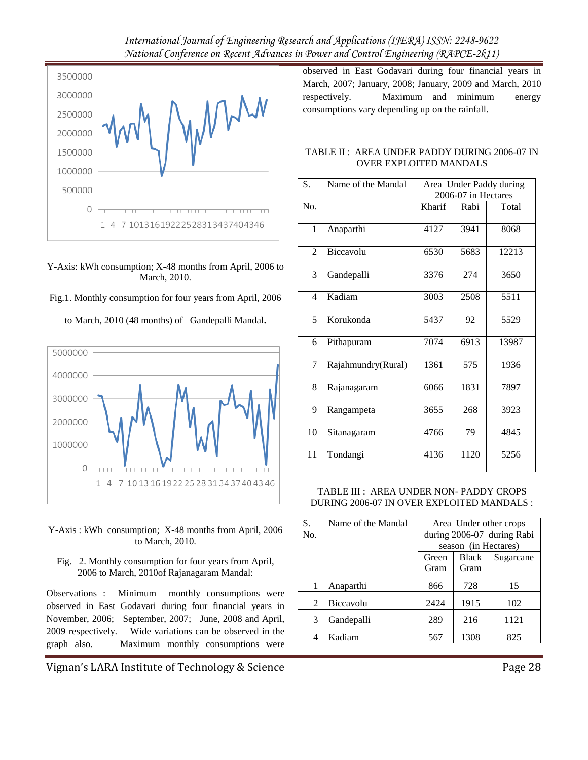Y-Axis: kWh consumption; X-48 months from April, 2006 to March, 2010.

Fig.1. Monthly consumption for four years from April, 2006 to March, 2010 (48 months) of Gandepalli Mandal**.**

Y-Axis : kWh consumption; X-48 months from April, 2006 to March, 2010.

Fig. 2. Monthly consumption for four years from April, 2006 to March, 2010of Rajanagaram Mandal:

Observations : Minimum monthly consumptions were observed in East Godavari during four financial years in November, 2006; September, 2007; June, 2008 and April, 2009 respectively. Wide variations can be observed in the graph also. Maximum monthly consumptions were observed in East Godavari during four financial years in March, 2007; January, 2008; January, 2009 and March, 2010 respectively. Maximum and minimum energy consumptions vary depending up on the rainfall.

TABLE II : AREA UNDER PADDY DURING 2006-07 IN OVER EXPLOITED MANDALS

| S. No. | Name of the Mandal | Area Under Paddy during 2006-07 in Hectares | | |
|---|---|---|---|---|
| | | Kharif | Rabi | Total |
| 1 | Anaparthi | 4127 | 3941 | 8068 |
| 2 | Biccavolu | 6530 | 5683 | 12213 |
| 3 | Gandepalli | 3376 | 274 | 3650 |
| 4 | Kadiam | 3003 | 2508 | 5511 |
| 5 | Korukonda | 5437 | 92 | 5529 |
| 6 | Pithapuram | 7074 | 6913 | 13987 |
| 7 | Rajahmundry(Rural) | 1361 | 575 | 1936 |
| 8 | Rajanagaram | 6066 | 1831 | 7897 |
| 9 | Rangampeta | 3655 | 268 | 3923 |
| 10 | Sitanagaram | 4766 | 79 | 4845 |
| 11 | Tondangi | 4136 | 1120 | 5256 |

TABLE III : AREA UNDER NON- PADDY CROPS DURING 2006-07 IN OVER EXPLOITED MANDALS :

| S. No. | Name of the Mandal | Area Under other crops during 2006-07 during Rabi season (in Hectares) | | |
|---|---|---|---|---|
| | | Green Gram | Black Gram | Sugarcane |
| 1 | Anaparthi | 866 | 728 | 15 |
| 2 | Biccavolu | 2424 | 1915 | 102 |
| 3 | Gandepalli | 289 | 216 | 1121 |
| 4 | Kadiam | 567 | 1308 | 825 |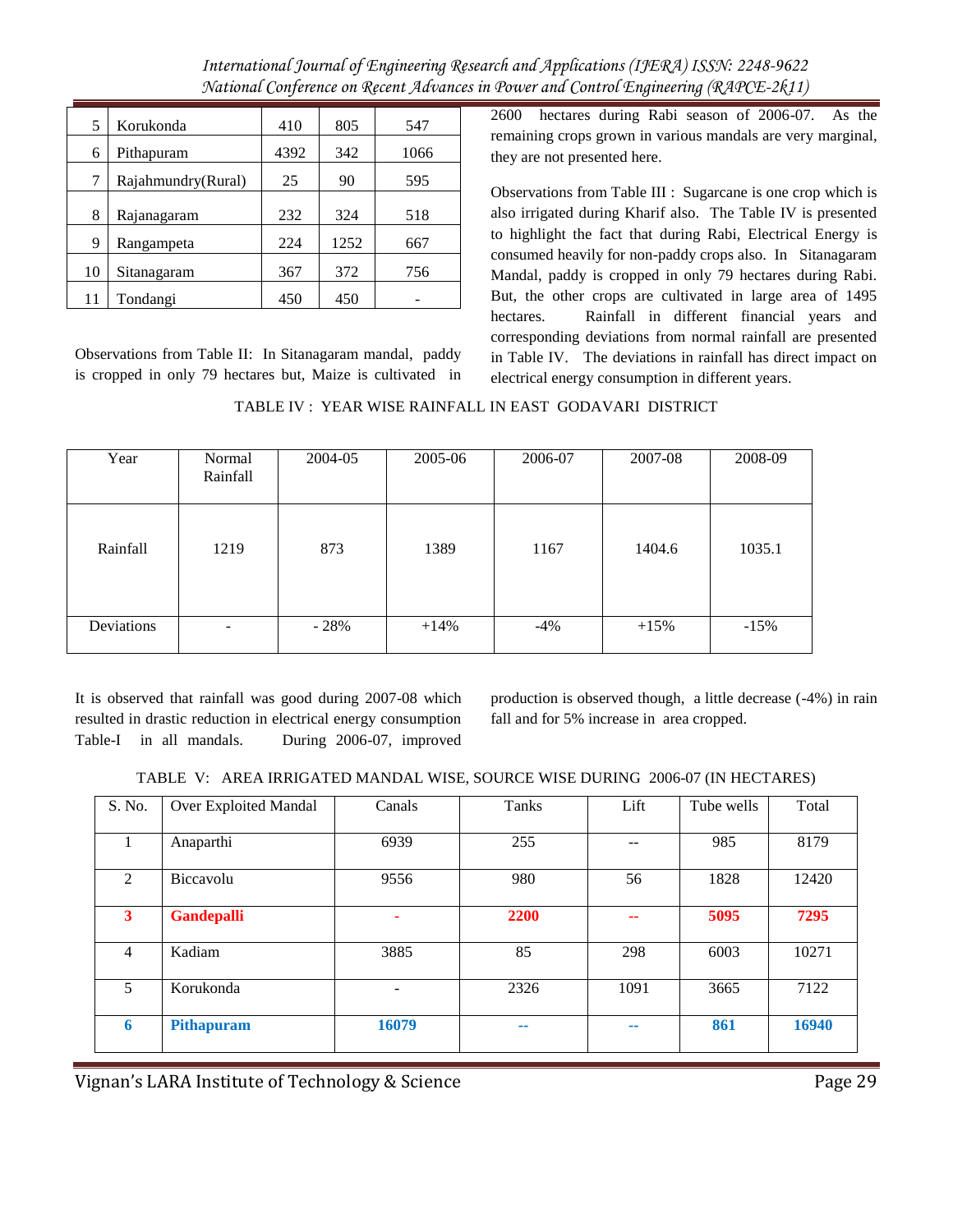| 5 | Korukonda | 410 | 805 | 547 |
|---|---|---|---|---|
| 6 | Pithapuram | 4392 | 342 | 1066 |
| 7 | Rajahmundry(Rural) | 25 | 90 | 595 |
| 8 | Rajanagaram | 232 | 324 | 518 |
| 9 | Rangampeta | 224 | 1252 | 667 |
| 10 | Sitanagaram | 367 | 372 | 756 |
| 11 | Tondangi | 450 | 450 | - |

Observations from Table II: In Sitanagaram mandal, paddy is cropped in only 79 hectares but, Maize is cultivated in 2600 hectares during Rabi season of 2006-07. As the remaining crops grown in various mandals are very marginal, they are not presented here.

Observations from Table III : Sugarcane is one crop which is also irrigated during Kharif also. The Table IV is presented to highlight the fact that during Rabi, Electrical Energy is consumed heavily for non-paddy crops also. In Sitanagaram Mandal, paddy is cropped in only 79 hectares during Rabi. But, the other crops are cultivated in large area of 1495 hectares. Rainfall in different financial years and corresponding deviations from normal rainfall are presented in Table IV. The deviations in rainfall has direct impact on electrical energy consumption in different years.

TABLE IV : YEAR WISE RAINFALL IN EAST GODAVARI DISTRICT

| Year | Normal Rainfall | 2004-05 | 2005-06 | 2006-07 | 2007-08 | 2008-09 |
|---|---|---|---|---|---|---|
| Rainfall | 1219 | 873 | 1389 | 1167 | 1404.6 | 1035.1 |
| Deviations | - | - 28% | +14% | -4% | +15% | -15% |

It is observed that rainfall was good during 2007-08 which resulted in drastic reduction in electrical energy consumption Table-I in all mandals. During 2006-07, improved production is observed though, a little decrease (-4%) in rain fall and for 5% increase in area cropped.

TABLE V: AREA IRRIGATED MANDAL WISE, SOURCE WISE DURING 2006-07 (IN HECTARES)

| S. No. | Over Exploited Mandal | Canals | Tanks | Lift | Tube wells | Total |
|---|---|---|---|---|---|---|
| 1 | Anaparthi | 6939 | 255 | -- | 985 | 8179 |
| 2 | Biccavolu | 9556 | 980 | 56 | 1828 | 12420 |
| **3** | **Gandepalli** | **-** | **2200** | **--** | **5095** | **7295** |
| 4 | Kadiam | 3885 | 85 | 298 | 6003 | 10271 |
| 5 | Korukonda | - | 2326 | 1091 | 3665 | 7122 |
| **6** | **Pithapuram** | **16079** | **--** | **--** | **861** | **16940** |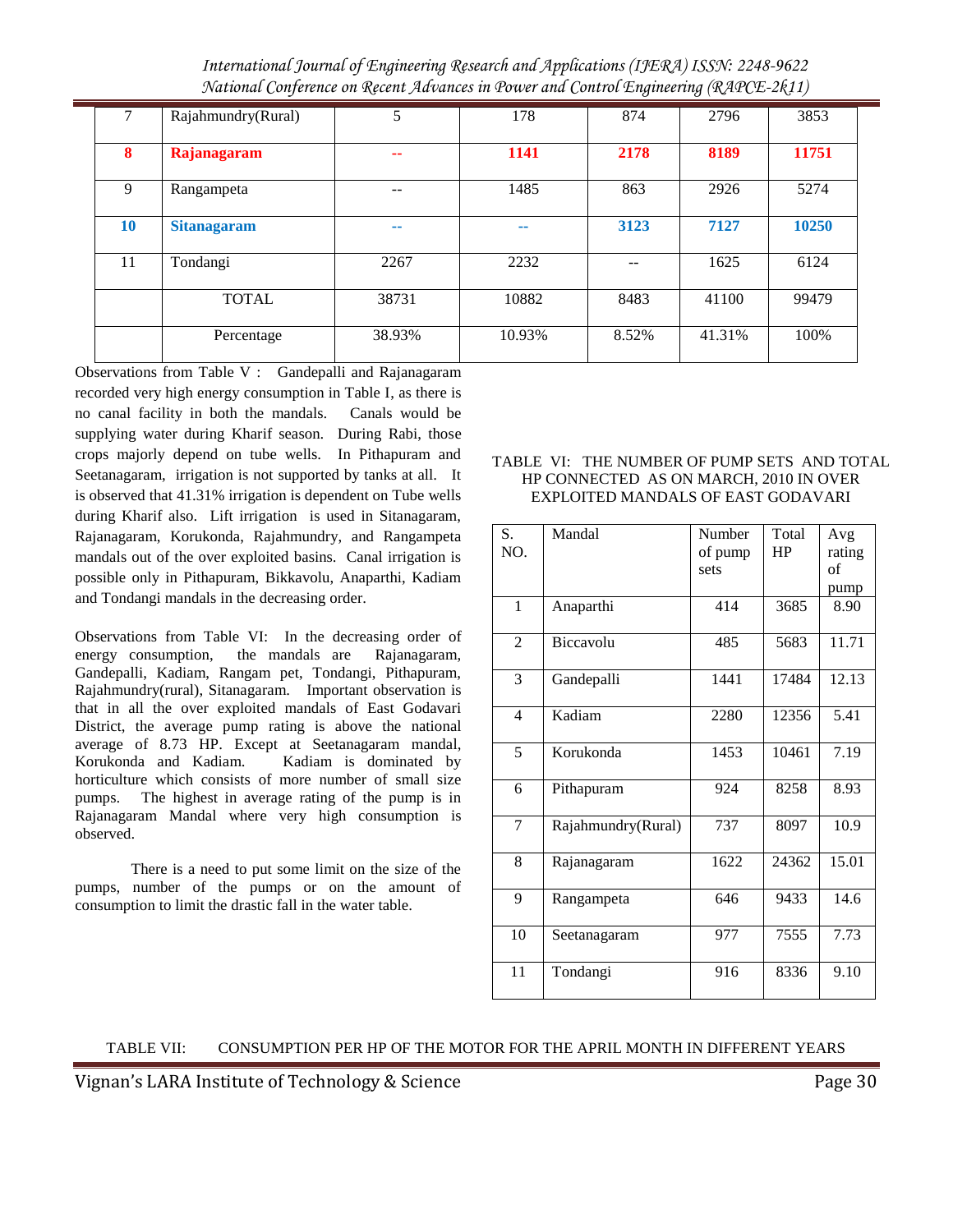| 7 | Rajahmundry(Rural) | 5 | 178 | 874 | 2796 | 3853 |
|---|---|---|---|---|---|---|
| **8** | **Rajanagaram** | **--** | **1141** | **2178** | **8189** | **11751** |
| 9 | Rangampeta | -- | 1485 | 863 | 2926 | 5274 |
| **10** | **Sitanagaram** | **--** | **--** | **3123** | **7127** | **10250** |
| 11 | Tondangi | 2267 | 2232 | -- | 1625 | 6124 |
| | TOTAL | 38731 | 10882 | 8483 | 41100 | 99479 |
| | Percentage | 38.93% | 10.93% | 8.52% | 41.31% | 100% |

Observations from Table V : Gandepalli and Rajanagaram recorded very high energy consumption in Table I, as there is no canal facility in both the mandals. Canals would be supplying water during Kharif season. During Rabi, those crops majorly depend on tube wells. In Pithapuram and Seetanagaram, irrigation is not supported by tanks at all. It is observed that 41.31% irrigation is dependent on Tube wells during Kharif also. Lift irrigation is used in Sitanagaram, Rajanagaram, Korukonda, Rajahmundry, and Rangampeta mandals out of the over exploited basins. Canal irrigation is possible only in Pithapuram, Bikkavolu, Anaparthi, Kadiam and Tondangi mandals in the decreasing order.

Observations from Table VI: In the decreasing order of energy consumption, the mandals are Rajanagaram, Gandepalli, Kadiam, Rangam pet, Tondangi, Pithapuram, Rajahmundry(rural), Sitanagaram. Important observation is that in all the over exploited mandals of East Godavari District, the average pump rating is above the national average of 8.73 HP. Except at Seetanagaram mandal, Korukonda and Kadiam. Kadiam is dominated by horticulture which consists of more number of small size pumps. The highest in average rating of the pump is in Rajanagaram Mandal where very high consumption is observed.

There is a need to put some limit on the size of the pumps, number of the pumps or on the amount of consumption to limit the drastic fall in the water table.

TABLE VI: THE NUMBER OF PUMP SETS AND TOTAL HP CONNECTED AS ON MARCH, 2010 IN OVER EXPLOITED MANDALS OF EAST GODAVARI

| S. NO. | Mandal | Number of pump sets | Total HP | Avg rating of pump |
|---|---|---|---|---|
| 1 | Anaparthi | 414 | 3685 | 8.90 |
| 2 | Biccavolu | 485 | 5683 | 11.71 |
| 3 | Gandepalli | 1441 | 17484 | 12.13 |
| 4 | Kadiam | 2280 | 12356 | 5.41 |
| 5 | Korukonda | 1453 | 10461 | 7.19 |
| 6 | Pithapuram | 924 | 8258 | 8.93 |
| 7 | Rajahmundry(Rural) | 737 | 8097 | 10.9 |
| 8 | Rajanagaram | 1622 | 24362 | 15.01 |
| 9 | Rangampeta | 646 | 9433 | 14.6 |
| 10 | Seetanagaram | 977 | 7555 | 7.73 |
| 11 | Tondangi | 916 | 8336 | 9.10 |

TABLE VII: CONSUMPTION PER HP OF THE MOTOR FOR THE APRIL MONTH IN DIFFERENT YEARS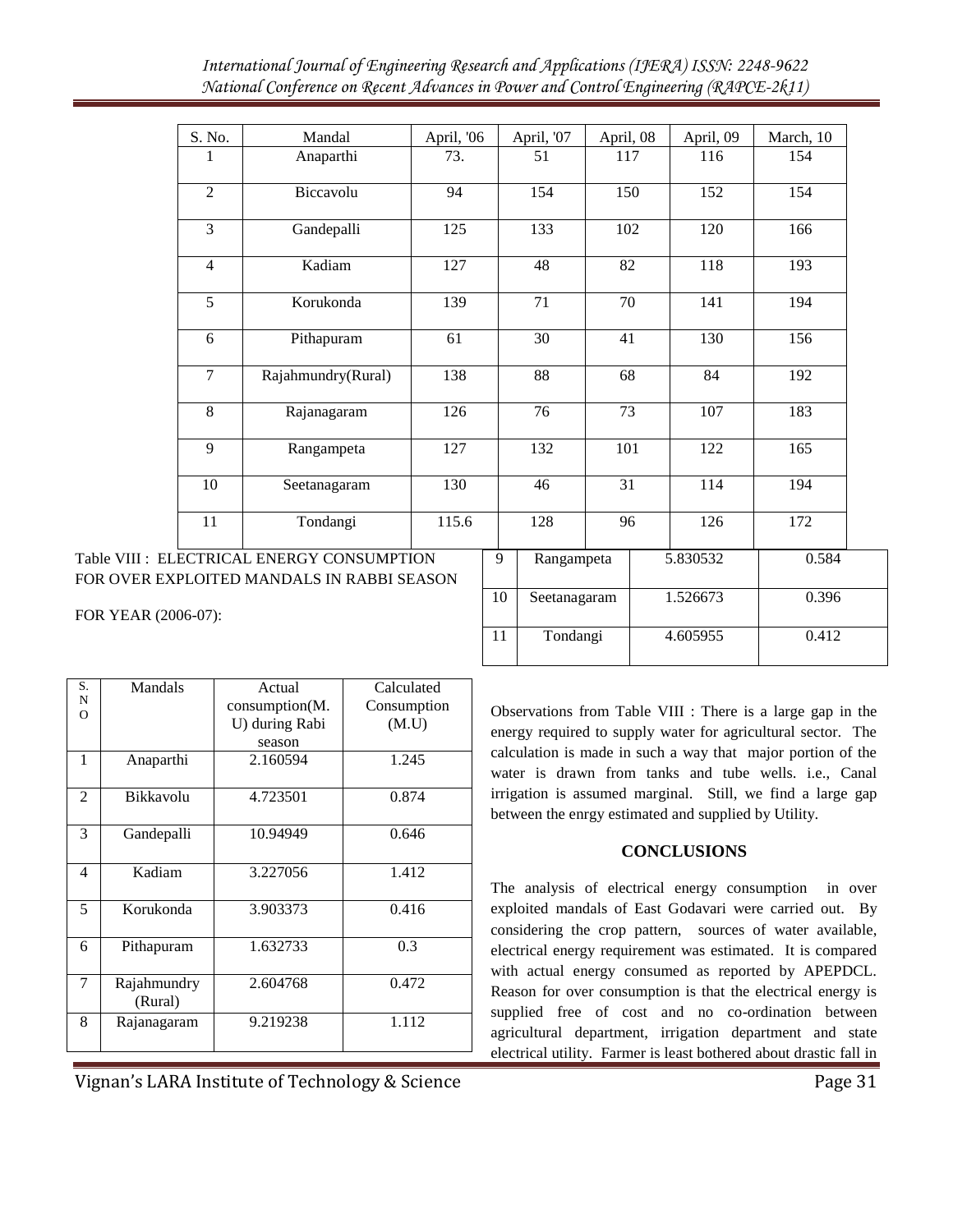| S. No. | Mandal | April, '06 | April, '07 | April, 08 | April, 09 | March, 10 |
|---|---|---|---|---|---|---|
| 1 | Anaparthi | 73. | 51 | 117 | 116 | 154 |
| 2 | Biccavolu | 94 | 154 | 150 | 152 | 154 |
| 3 | Gandepalli | 125 | 133 | 102 | 120 | 166 |
| 4 | Kadiam | 127 | 48 | 82 | 118 | 193 |
| 5 | Korukonda | 139 | 71 | 70 | 141 | 194 |
| 6 | Pithapuram | 61 | 30 | 41 | 130 | 156 |
| 7 | Rajahmundry(Rural) | 138 | 88 | 68 | 84 | 192 |
| 8 | Rajanagaram | 126 | 76 | 73 | 107 | 183 |
| 9 | Rangampeta | 127 | 132 | 101 | 122 | 165 |
| 10 | Seetanagaram | 130 | 46 | 31 | 114 | 194 |
| 11 | Tondangi | 115.6 | 128 | 96 | 126 | 172 |

Table VIII : ELECTRICAL ENERGY CONSUMPTION FOR OVER EXPLOITED MANDALS IN RABBI SEASON FOR YEAR (2006-07):

| S. NO | Mandals | Actual consumption(M.U) during Rabi season | Calculated Consumption (M.U) |
|---|---|---|---|
| 1 | Anaparthi | 2.160594 | 1.245 |
| 2 | Bikkavolu | 4.723501 | 0.874 |
| 3 | Gandepalli | 10.94949 | 0.646 |
| 4 | Kadiam | 3.227056 | 1.412 |
| 5 | Korukonda | 3.903373 | 0.416 |
| 6 | Pithapuram | 1.632733 | 0.3 |
| 7 | Rajahmundry (Rural) | 2.604768 | 0.472 |
| 8 | Rajanagaram | 9.219238 | 1.112 |
| 9 | Rangampeta | 5.830532 | 0.584 |
| 10 | Seetanagaram | 1.526673 | 0.396 |
| 11 | Tondangi | 4.605955 | 0.412 |

Observations from Table VIII : There is a large gap in the energy required to supply water for agricultural sector. The calculation is made in such a way that major portion of the water is drawn from tanks and tube wells. i.e., Canal irrigation is assumed marginal. Still, we find a large gap between the enrgy estimated and supplied by Utility.

## CONCLUSIONS

The analysis of electrical energy consumption in over exploited mandals of East Godavari were carried out. By considering the crop pattern, sources of water available, electrical energy requirement was estimated. It is compared with actual energy consumed as reported by APEPDCL. Reason for over consumption is that the electrical energy is supplied free of cost and no co-ordination between agricultural department, irrigation department and state electrical utility. Farmer is least bothered about drastic fall in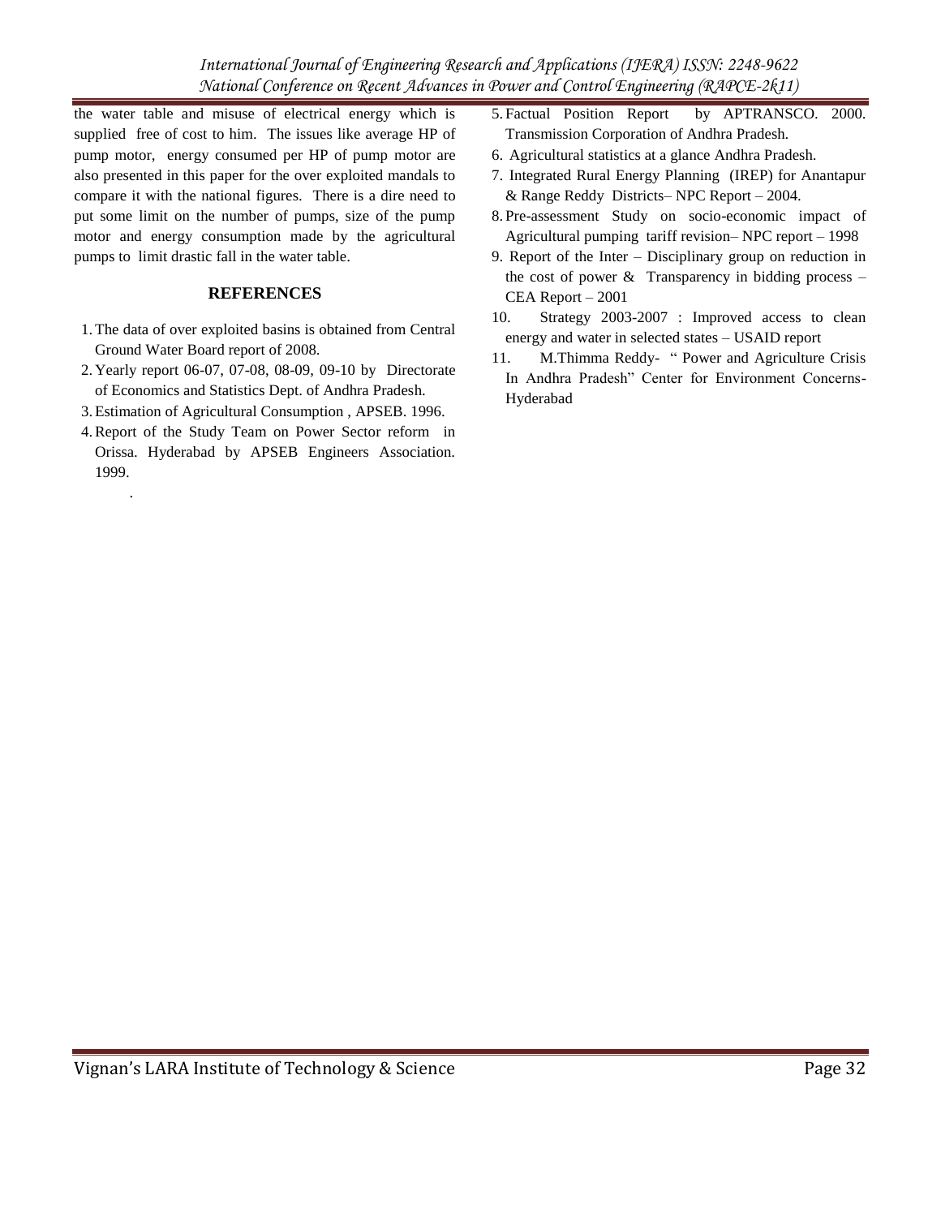the water table and misuse of electrical energy which is supplied free of cost to him. The issues like average HP of pump motor, energy consumed per HP of pump motor are also presented in this paper for the over exploited mandals to compare it with the national figures. There is a dire need to put some limit on the number of pumps, size of the pump motor and energy consumption made by the agricultural pumps to limit drastic fall in the water table.

## REFERENCES

1. The data of over exploited basins is obtained from Central Ground Water Board report of 2008.
2. Yearly report 06-07, 07-08, 08-09, 09-10 by Directorate of Economics and Statistics Dept. of Andhra Pradesh.
3. Estimation of Agricultural Consumption , APSEB. 1996.
4. Report of the Study Team on Power Sector reform in Orissa. Hyderabad by APSEB Engineers Association. 1999.
5. Factual Position Report by APTRANSCO. 2000. Transmission Corporation of Andhra Pradesh.
6. Agricultural statistics at a glance Andhra Pradesh.
7. Integrated Rural Energy Planning (IREP) for Anantapur & Range Reddy Districts– NPC Report – 2004.
8. Pre-assessment Study on socio-economic impact of Agricultural pumping tariff revision– NPC report – 1998
9. Report of the Inter – Disciplinary group on reduction in the cost of power & Transparency in bidding process – CEA Report – 2001
10. Strategy 2003-2007 : Improved access to clean energy and water in selected states – USAID report
11. M.Thimma Reddy- " Power and Agriculture Crisis In Andhra Pradesh" Center for Environment Concerns- Hyderabad